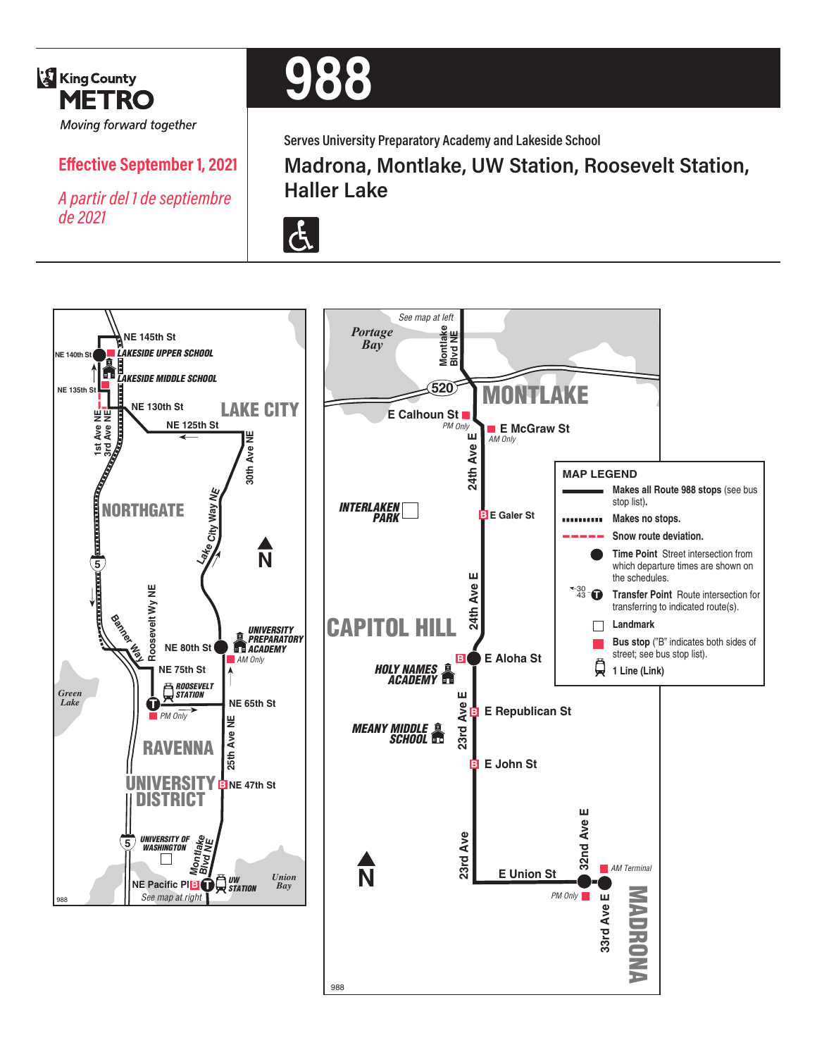King County METRO

*Moving forward together*

**Effective September 1, 2021**

*A partir del 1 de septiembre de 2021*

# 988

Serves University Preparatory Academy and Lakeside School

## Madrona, Montlake, UW Station, Roosevelt Station, Haller Lake

NE 145th St
NE 140th St
LAKESIDE UPPER SCHOOL
LAKESIDE MIDDLE SCHOOL
NE 135th St
NE 130th St
LAKE CITY
NE 125th St
1st Ave NE
3rd Ave NE
30th Ave NE
NORTHGATE
Lake City Way NE
5
Banner Way
Roosevelt Wy NE
NE 80th St
UNIVERSITY PREPARATORY ACADEMY
AM Only
NE 75th St
ROOSEVELT STATION
Green Lake
NE 65th St
PM Only
25th Ave NE
RAVENNA
UNIVERSITY DISTRICT
NE 47th St
5
UNIVERSITY OF WASHINGTON
Montlake Blvd NE
NE Pacific Pl
UW STATION
Union Bay
See map at right

See map at left
Portage Bay
Montlake Blvd NE
520
MONTLAKE
E Calhoun St
PM Only
E McGraw St
AM Only
24th Ave E
INTERLAKEN PARK
E Galer St
24th Ave E
CAPITOL HILL
E Aloha St
HOLY NAMES ACADEMY
23rd Ave E
E Republican St
MEANY MIDDLE SCHOOL
E John St
23rd Ave
E Union St
32nd Ave E
AM Terminal
PM Only
33rd Ave E
MADRONA

### MAP LEGEND

- **Makes all Route 988 stops** (see bus stop list).
- **Makes no stops.**
- **Snow route deviation.**
- **Time Point** Street intersection from which departure times are shown on the schedules.
- **Transfer Point** Route intersection for transferring to indicated route(s).
- **Landmark**
- **Bus stop** ("B" indicates both sides of street; see bus stop list).
- **1 Line (Link)**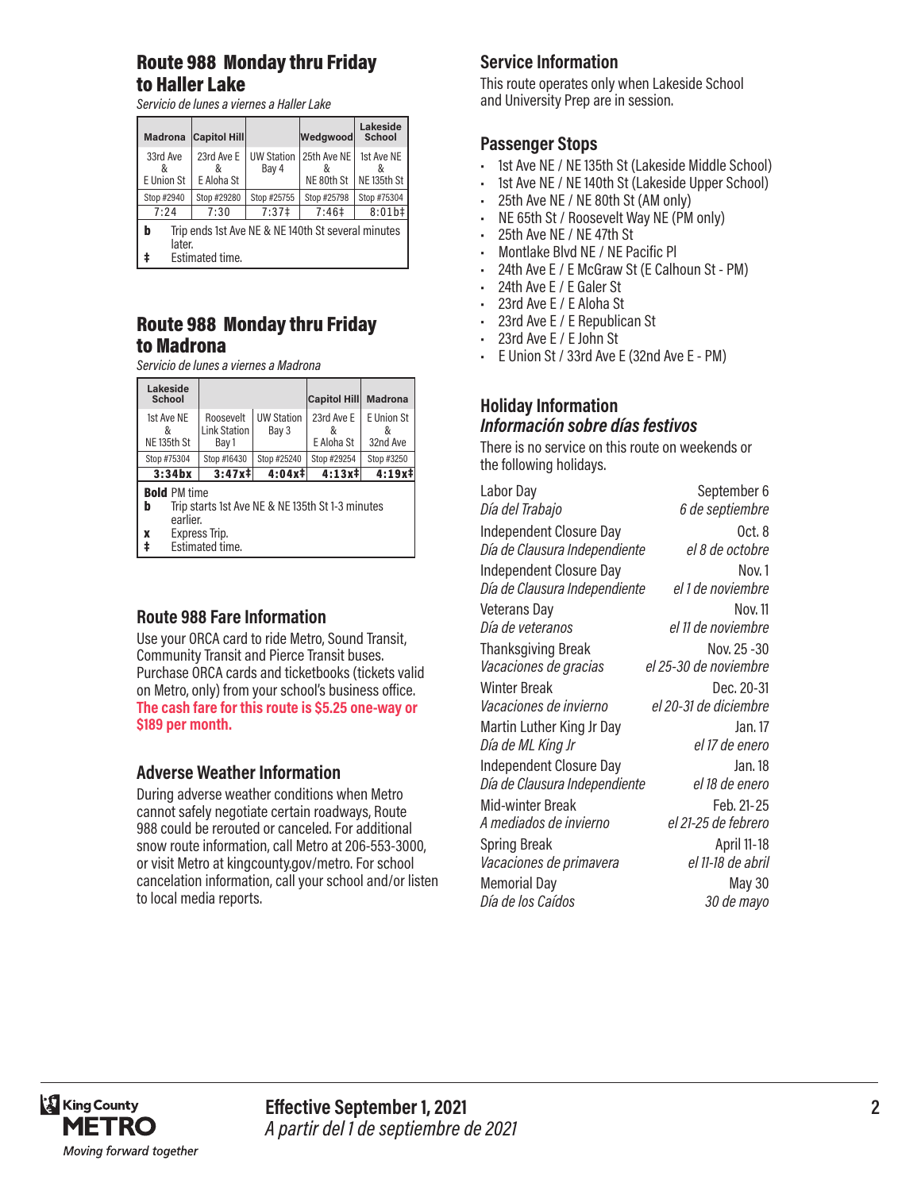## Route 988 Monday thru Friday to Haller Lake

*Servicio de lunes a viernes a Haller Lake*

| Madrona | Capitol Hill | | Wedgwood | Lakeside School |
|---|---|---|---|---|
| 33rd Ave & E Union St | 23rd Ave E & E Aloha St | UW Station Bay 4 | 25th Ave NE & NE 80th St | 1st Ave NE & NE 135th St |
| Stop #2940 | Stop #29280 | Stop #25755 | Stop #25798 | Stop #75304 |
| 7:24 | 7:30 | 7:37‡ | 7:46‡ | 8:01b‡ |

**b** Trip ends 1st Ave NE & NE 140th St several minutes later.
**‡** Estimated time.

## Route 988 Monday thru Friday to Madrona

*Servicio de lunes a viernes a Madrona*

| Lakeside School | | | Capitol Hill | Madrona |
|---|---|---|---|---|
| 1st Ave NE & NE 135th St | Roosevelt Link Station Bay 1 | UW Station Bay 3 | 23rd Ave E & E Aloha St | E Union St & 32nd Ave |
| Stop #75304 | Stop #16430 | Stop #25240 | Stop #29254 | Stop #3250 |
| **3:34bx** | **3:47x‡** | **4:04x‡** | **4:13x‡** | **4:19x‡** |

**Bold** PM time
**b** Trip starts 1st Ave NE & NE 135th St 1-3 minutes earlier.
**x** Express Trip.
**‡** Estimated time.

## Route 988 Fare Information

Use your ORCA card to ride Metro, Sound Transit, Community Transit and Pierce Transit buses. Purchase ORCA cards and ticketbooks (tickets valid on Metro, only) from your school's business office. **The cash fare for this route is $5.25 one-way or $189 per month.**

## Adverse Weather Information

During adverse weather conditions when Metro cannot safely negotiate certain roadways, Route 988 could be rerouted or canceled. For additional snow route information, call Metro at 206-553-3000, or visit Metro at kingcounty.gov/metro. For school cancelation information, call your school and/or listen to local media reports.

## Service Information

This route operates only when Lakeside School and University Prep are in session.

## Passenger Stops

- 1st Ave NE / NE 135th St (Lakeside Middle School)
- 1st Ave NE / NE 140th St (Lakeside Upper School)
- 25th Ave NE / NE 80th St (AM only)
- NE 65th St / Roosevelt Way NE (PM only)
- 25th Ave NE / NE 47th St
- Montlake Blvd NE / NE Pacific Pl
- 24th Ave E / E McGraw St (E Calhoun St - PM)
- 24th Ave E / E Galer St
- 23rd Ave E / E Aloha St
- 23rd Ave E / E Republican St
- 23rd Ave E / E John St
- E Union St / 33rd Ave E (32nd Ave E - PM)

## Holiday Information
### *Información sobre días festivos*

There is no service on this route on weekends or the following holidays.

| | |
|---|---|
| Labor Day<br>*Día del Trabajo* | September 6<br>*6 de septiembre* |
| Independent Closure Day<br>*Día de Clausura Independiente* | Oct. 8<br>*el 8 de octobre* |
| Independent Closure Day<br>*Día de Clausura Independiente* | Nov. 1<br>*el 1 de noviembre* |
| Veterans Day<br>*Día de veteranos* | Nov. 11<br>*el 11 de noviembre* |
| Thanksgiving Break<br>*Vacaciones de gracias* | Nov. 25 -30<br>*el 25-30 de noviembre* |
| Winter Break<br>*Vacaciones de invierno* | Dec. 20-31<br>*el 20-31 de diciembre* |
| Martin Luther King Jr Day<br>*Día de ML King Jr* | Jan. 17<br>*el 17 de enero* |
| Independent Closure Day<br>*Día de Clausura Independiente* | Jan. 18<br>*el 18 de enero* |
| Mid-winter Break<br>*A mediados de invierno* | Feb. 21-25<br>*el 21-25 de febrero* |
| Spring Break<br>*Vacaciones de primavera* | April 11-18<br>*el 11-18 de abril* |
| Memorial Day<br>*Día de los Caídos* | May 30<br>*30 de mayo* |

King County METRO
*Moving forward together*

**Effective September 1, 2021**
*A partir del 1 de septiembre de 2021*